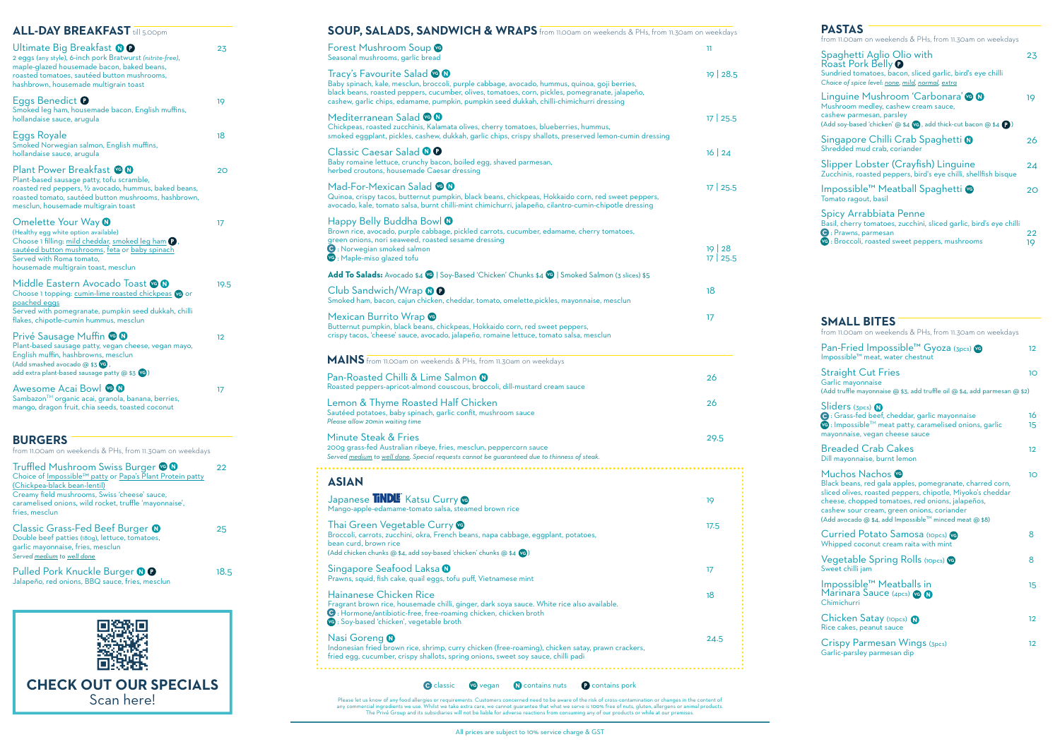## ALL-DAY BREAKFAST till 5.00pm

**Ultimate Big Breakfast** (N) (P) — 23
2 eggs (any style), 6-inch pork Bratwurst (*nitrite-free*), maple-glazed housemade bacon, baked beans, roasted tomatoes, sautéed button mushrooms, hashbrown, housemade multigrain toast

**Eggs Benedict** (P) — 19
Smoked leg ham, housemade bacon, English muffins, hollandaise sauce, arugula

**Eggs Royale** — 18
Smoked Norwegian salmon, English muffins, hollandaise sauce, arugula

**Plant Power Breakfast** (VG) (N) — 20
Plant-based sausage patty, tofu scramble, roasted red peppers, ½ avocado, hummus, baked beans, roasted tomato, sautéed button mushrooms, hashbrown, mesclun, housemade multigrain toast

**Omelette Your Way** (N) — 17
(Healthy egg white option available)
Choose 1 filling: mild cheddar, smoked leg ham (P), sautéed button mushrooms, feta or baby spinach
Served with Roma tomato, housemade multigrain toast, mesclun

**Middle Eastern Avocado Toast** (VG) (N) — 19.5
Choose 1 topping: cumin-lime roasted chickpeas (VG) or poached eggs
Served with pomegranate, pumpkin seed dukkah, chilli flakes, chipotle-cumin hummus, mesclun

**Privé Sausage Muffin** (VG) (N) — 12
Plant-based sausage patty, vegan cheese, vegan mayo, English muffin, hashbrowns, mesclun
(Add smashed avocado @ $3 (VG), add extra plant-based sausage patty @ $3 (VG))

**Awesome Acai Bowl** (VG) (N) — 17
Sambazon™ organic acai, granola, banana, berries, mango, dragon fruit, chia seeds, toasted coconut

## BURGERS
from 11.00am on weekends & PHs, from 11.30am on weekdays

**Truffled Mushroom Swiss Burger** (VG) (N) — 22
Choice of Impossible™ patty or Papa's Plant Protein patty (Chickpea-black bean-lentil)
Creamy field mushrooms, Swiss 'cheese' sauce, caramelised onions, wild rocket, truffle 'mayonnaise', fries, mesclun

**Classic Grass-Fed Beef Burger** (N) — 25
Double beef patties (180g), lettuce, tomatoes, garlic mayonnaise, fries, mesclun
*Served medium to well done*

**Pulled Pork Knuckle Burger** (N) (P) — 18.5
Jalapeño, red onions, BBQ sauce, fries, mesclun

**CHECK OUT OUR SPECIALS**
Scan here!

## SOUP, SALADS, SANDWICH & WRAPS
from 11.00am on weekends & PHs, from 11.30am on weekdays

**Forest Mushroom Soup** (VG) — 11
Seasonal mushrooms, garlic bread

**Tracy's Favourite Salad** (VG) (N) — 19 | 28.5
Baby spinach, kale, mesclun, broccoli, purple cabbage, avocado, hummus, quinoa, goji berries, black beans, roasted peppers, cucumber, olives, tomatoes, corn, pickles, pomegranate, jalapeño, cashew, garlic chips, edamame, pumpkin, pumpkin seed dukkah, chilli-chimichurri dressing

**Mediterranean Salad** (VG) (N) — 17 | 25.5
Chickpeas, roasted zucchini, Kalamata olives, cherry tomatoes, blueberries, hummus, smoked eggplant, pickles, cashew, dukkah, garlic chips, crispy shallots, preserved lemon-cumin dressing

**Classic Caesar Salad** (N) (P) — 16 | 24
Baby romaine lettuce, crunchy bacon, boiled egg, shaved parmesan, herbed croutons, housemade Caesar dressing

**Mad-For-Mexican Salad** (VG) (N) — 17 | 25.5
Quinoa, crispy tacos, butternut pumpkin, black beans, chickpeas, Hokkaido corn, red sweet peppers, avocado, kale, tomato salsa, burnt chilli-mint chimichurri, jalapeño, cilantro-cumin-chipotle dressing

**Happy Belly Buddha Bowl** (N)
Brown rice, avocado, purple cabbage, pickled carrots, cucumber, edamame, cherry tomatoes, green onions, nori seaweed, roasted sesame dressing
(C): Norwegian smoked salmon — 19 | 28
(VG): Maple-miso glazed tofu — 17 | 25.5

**Add To Salads:** Avocado $4 (VG) | Soy-Based 'Chicken' Chunks $4 (VG) | Smoked Salmon (3 slices) $5

**Club Sandwich/Wrap** (N) (P) — 18
Smoked ham, bacon, cajun chicken, cheddar, tomato, omelette,pickles, mayonnaise, mesclun

**Mexican Burrito Wrap** (VG) — 17
Butternut pumpkin, black beans, chickpeas, Hokkaido corn, red sweet peppers, crispy tacos, 'cheese' sauce, avocado, jalapeño, romaine lettuce, tomato salsa, mesclun

## MAINS
from 11.00am on weekends & PHs, from 11.30am on weekdays

**Pan-Roasted Chilli & Lime Salmon** (N) — 26
Roasted peppers-apricot-almond couscous, broccoli, dill-mustard cream sauce

**Lemon & Thyme Roasted Half Chicken** — 26
Sautéed potatoes, baby spinach, garlic confit, mushroom sauce
*Please allow 20min waiting time*

**Minute Steak & Fries** — 29.5
200g grass-fed Australian ribeye, fries, mesclun, peppercorn sauce
*Served medium to well done. Special requests cannot be guaranteed due to thinness of steak.*

## ASIAN

**Japanese TiNDLE Katsu Curry** (VG) — 19
Mango-apple-edamame-tomato salsa, steamed brown rice

**Thai Green Vegetable Curry** (VG) — 17.5
Broccoli, carrots, zucchini, okra, French beans, napa cabbage, eggplant, potatoes, bean curd, brown rice
(Add chicken chunks @ $4, add soy-based 'chicken' chunks @ $4 (VG))

**Singapore Seafood Laksa** (N) — 17
Prawns, squid, fish cake, quail eggs, tofu puff, Vietnamese mint

**Hainanese Chicken Rice** — 18
Fragrant brown rice, housemade chilli, ginger, dark soya sauce. White rice also available.
(C): Hormone/antibiotic-free, free-roaming chicken, chicken broth
(VG): Soy-based 'chicken', vegetable broth

**Nasi Goreng** (N) — 24.5
Indonesian fried brown rice, shrimp, curry chicken (free-roaming), chicken satay, prawn crackers, fried egg, cucumber, crispy shallots, spring onions, sweet soy sauce, chilli padi

(C) classic (VG) vegan (N) contains nuts (P) contains pork

Please let us know of any food allergies or requirements. Customers concerned need to be aware of the risk of cross-contamination or changes in the content of any commercial ingredients we use. Whilst we take extra care, we cannot guarantee that what we serve is 100% free of nuts, gluten, allergens or animal products. The Privé Group and its subsidiaries will not be liable for adverse reactions from consuming any of our products or while at our premises.

## PASTAS
from 11.00am on weekends & PHs, from 11.30am on weekdays

**Spaghetti Aglio Olio with Roast Pork Belly** (P) — 23
Sundried tomatoes, bacon, sliced garlic, bird's eye chilli
*Choice of spice level: none, mild, normal, extra*

**Linguine Mushroom 'Carbonara'** (VG) (N) — 19
Mushroom medley, cashew cream sauce, cashew parmesan, parsley
(Add soy-based 'chicken' @ $4 (VG), add thick-cut bacon @ $4 (P))

**Singapore Chilli Crab Spaghetti** (N) — 26
Shredded mud crab, coriander

**Slipper Lobster (Crayfish) Linguine** — 24
Zucchinis, roasted peppers, bird's eye chilli, shellfish bisque

**Impossible™ Meatball Spaghetti** (VG) — 20
Tomato ragout, basil

**Spicy Arrabbiata Penne**
Basil, cherry tomatoes, zucchini, sliced garlic, bird's eye chilli
(C): Prawns, parmesan — 22
(VG): Broccoli, roasted sweet peppers, mushrooms — 19

## SMALL BITES
from 11.00am on weekends & PHs, from 11.30am on weekdays

**Pan-Fried Impossible™ Gyoza** (3pcs) (VG) — 12
Impossible™ meat, water chestnut

**Straight Cut Fries** — 10
Garlic mayonnaise
(Add truffle mayonnaise @ $3, add truffle oil @ $4, add parmesan @ $2)

**Sliders** (3pcs) (N)
(C): Grass-fed beef, cheddar, garlic mayonnaise — 16
(VG): Impossible™ meat patty, caramelised onions, garlic mayonnaise, vegan cheese sauce — 15

**Breaded Crab Cakes** — 12
Dill mayonnaise, burnt lemon

**Muchos Nachos** (VG) — 10
Black beans, red gala apples, pomegranate, charred corn, sliced olives, roasted peppers, chipotle, Miyoko's cheddar cheese, chopped tomatoes, red onions, jalapeños, cashew sour cream, green onions, coriander
(Add avocado @ $4, add Impossible™ minced meat @ $8)

**Curried Potato Samosa** (10pcs) (VG) — 8
Whipped coconut cream raita with mint

**Vegetable Spring Rolls** (10pcs) (VG) — 8
Sweet chilli jam

**Impossible™ Meatballs in Marinara Sauce** (4pcs) (VG) (N) — 15
Chimichurri

**Chicken Satay** (10pcs) (N) — 12
Rice cakes, peanut sauce

**Crispy Parmesan Wings** (3pcs) — 12
Garlic-parsley parmesan dip

All prices are subject to 10% service charge & GST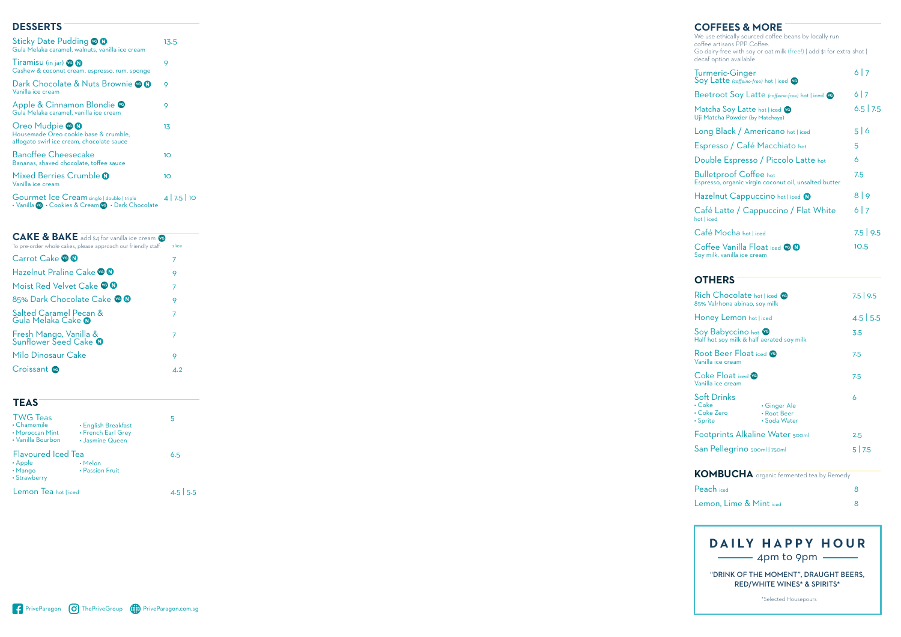## DESSERTS

| | |
|---|---|
| Sticky Date Pudding VG N<br>Gula Melaka caramel, walnuts, vanilla ice cream | 13.5 |
| Tiramisu (in jar) VG N<br>Cashew & coconut cream, espresso, rum, sponge | 9 |
| Dark Chocolate & Nuts Brownie VG N<br>Vanilla ice cream | 9 |
| Apple & Cinnamon Blondie VG<br>Gula Melaka caramel, vanilla ice cream | 9 |
| Oreo Mudpie VG N<br>Housemade Oreo cookie base & crumble, affogato swirl ice cream, chocolate sauce | 13 |
| Banoffee Cheesecake<br>Bananas, shaved chocolate, toffee sauce | 10 |
| Mixed Berries Crumble N<br>Vanilla ice cream | 10 |
| Gourmet Ice Cream single \| double \| triple<br>• Vanilla VG • Cookies & Cream VG • Dark Chocolate | 4 \| 7.5 \| 10 |

## CAKE & BAKE add $4 for vanilla ice cream VG

To pre-order whole cakes, please approach our friendly staff.

| | slice |
|---|---|
| Carrot Cake VG N | 7 |
| Hazelnut Praline Cake VG N | 9 |
| Moist Red Velvet Cake VG N | 7 |
| 85% Dark Chocolate Cake VG N | 9 |
| Salted Caramel Pecan & Gula Melaka Cake N | 7 |
| Fresh Mango, Vanilla & Sunflower Seed Cake N | 7 |
| Milo Dinosaur Cake | 9 |
| Croissant VG | 4.2 |

## TEAS

| | |
|---|---|
| TWG Teas<br>• Chamomile • English Breakfast<br>• Moroccan Mint • French Earl Grey<br>• Vanilla Bourbon • Jasmine Queen | 5 |
| Flavoured Iced Tea<br>• Apple • Melon<br>• Mango • Passion Fruit<br>• Strawberry | 6.5 |
| Lemon Tea hot \| iced | 4.5 \| 5.5 |

## COFFEES & MORE

We use ethically sourced coffee beans by locally run coffee artisans PPP Coffee.
Go dairy-free with soy or oat milk (free!) | add $1 for extra shot | decaf option available

| | |
|---|---|
| Turmeric-Ginger Soy Latte (caffeine-free) hot \| iced VG | 6 \| 7 |
| Beetroot Soy Latte (caffeine-free) hot \| iced VG | 6 \| 7 |
| Matcha Soy Latte hot \| iced VG<br>Uji Matcha Powder (by Matchaya) | 6.5 \| 7.5 |
| Long Black / Americano hot \| iced | 5 \| 6 |
| Espresso / Café Macchiato hot | 5 |
| Double Espresso / Piccolo Latte hot | 6 |
| Bulletproof Coffee hot<br>Espresso, organic virgin coconut oil, unsalted butter | 7.5 |
| Hazelnut Cappuccino hot \| iced N | 8 \| 9 |
| Café Latte / Cappuccino / Flat White hot \| iced | 6 \| 7 |
| Café Mocha hot \| iced | 7.5 \| 9.5 |
| Coffee Vanilla Float iced VG N<br>Soy milk, vanilla ice cream | 10.5 |

## OTHERS

| | |
|---|---|
| Rich Chocolate hot \| iced VG<br>85% Valrhona abinao, soy milk | 7.5 \| 9.5 |
| Honey Lemon hot \| iced | 4.5 \| 5.5 |
| Soy Babyccino hot VG<br>Half hot soy milk & half aerated soy milk | 3.5 |
| Root Beer Float iced VG<br>Vanilla ice cream | 7.5 |
| Coke Float iced VG<br>Vanilla ice cream | 7.5 |
| Soft Drinks<br>• Coke • Ginger Ale<br>• Coke Zero • Root Beer<br>• Sprite • Soda Water | 6 |
| Footprints Alkaline Water 500ml | 2.5 |
| San Pellegrino 500ml \| 750ml | 5 \| 7.5 |

## KOMBUCHA organic fermented tea by Remedy

| | |
|---|---|
| Peach iced | 8 |
| Lemon, Lime & Mint iced | 8 |

## DAILY HAPPY HOUR

4pm to 9pm

"DRINK OF THE MOMENT", DRAUGHT BEERS, RED/WHITE WINES* & SPIRITS*

*Selected Housepours

PriveParagon | ThePriveGroup | PriveParagon.com.sg